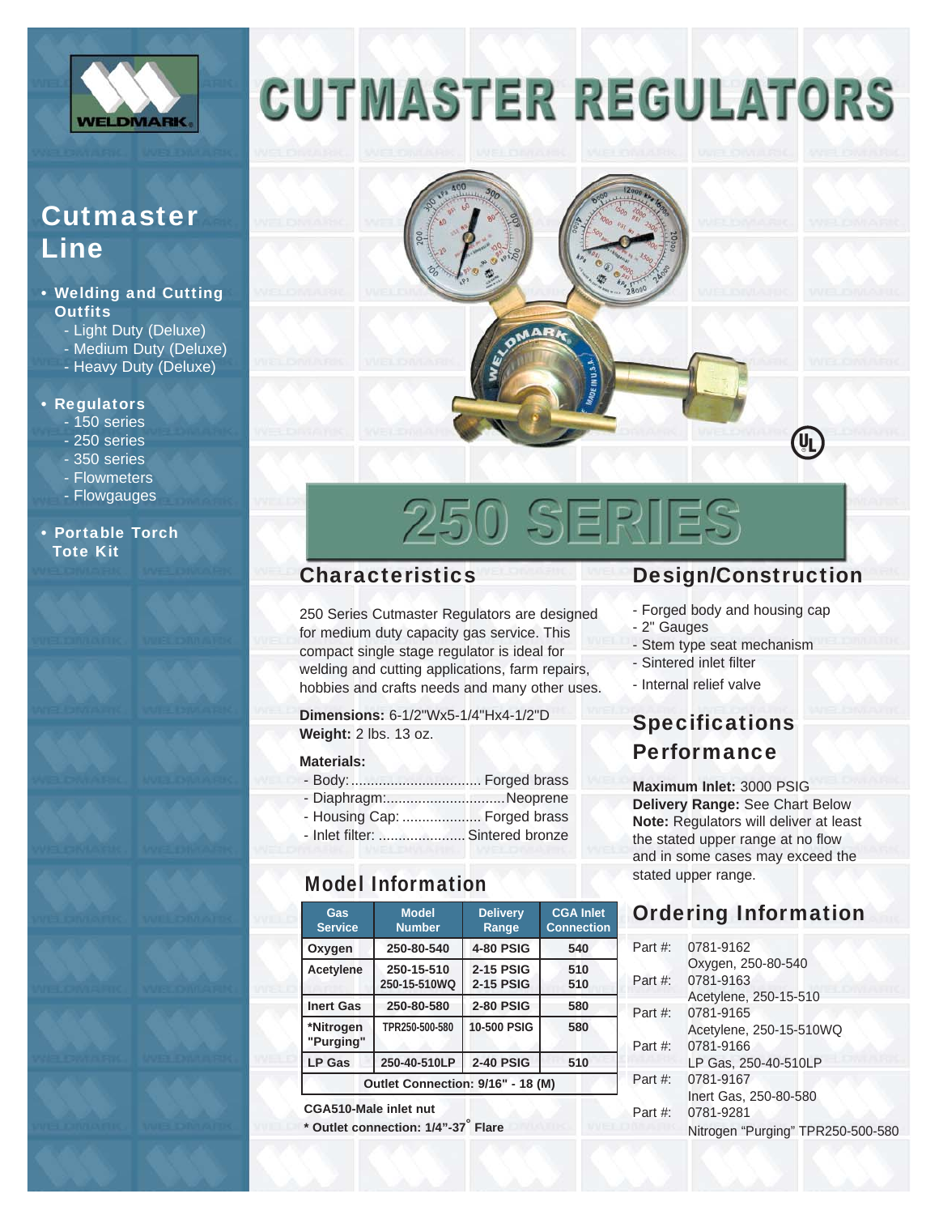# CUTMASTER REGULATORS

## Cutmaster Line

- **Welding and Cutting Outfits**
  - Light Duty (Deluxe)
  - Medium Duty (Deluxe)
  - Heavy Duty (Deluxe)
- **Regulators**
  - 150 series
  - 250 series
  - 350 series
  - Flowmeters
  - Flowgauges
- **Portable Torch Tote Kit**

# 250 SERIES

## Characteristics

250 Series Cutmaster Regulators are designed for medium duty capacity gas service. This compact single stage regulator is ideal for welding and cutting applications, farm repairs, hobbies and crafts needs and many other uses.

**Dimensions:** 6-1/2"Wx5-1/4"Hx4-1/2"D
**Weight:** 2 lbs. 13 oz.

**Materials:**
- Body:................................. Forged brass
- Diaphragm:..............................Neoprene
- Housing Cap: .................... Forged brass
- Inlet filter: ..................... Sintered bronze

## Model Information

| Gas Service | Model Number | Delivery Range | CGA Inlet Connection |
|---|---|---|---|
| Oxygen | 250-80-540 | 4-80 PSIG | 540 |
| Acetylene | 250-15-510<br>250-15-510WQ | 2-15 PSIG<br>2-15 PSIG | 510<br>510 |
| Inert Gas | 250-80-580 | 2-80 PSIG | 580 |
| *Nitrogen "Purging" | TPR250-500-580 | 10-500 PSIG | 580 |
| LP Gas | 250-40-510LP | 2-40 PSIG | 510 |
| Outlet Connection: 9/16" - 18 (M) | | | |

**CGA510-Male inlet nut**

**\* Outlet connection: 1/4"-37° Flare**

## Design/Construction

- Forged body and housing cap
- 2" Gauges
- Stem type seat mechanism
- Sintered inlet filter
- Internal relief valve

## Specifications

### Performance

**Maximum Inlet:** 3000 PSIG
**Delivery Range:** See Chart Below
**Note:** Regulators will deliver at least the stated upper range at no flow and in some cases may exceed the stated upper range.

## Ordering Information

Part #: 0781-9162
Oxygen, 250-80-540

Part #: 0781-9163
Acetylene, 250-15-510

Part #: 0781-9165
Acetylene, 250-15-510WQ

Part #: 0781-9166
LP Gas, 250-40-510LP

Part #: 0781-9167
Inert Gas, 250-80-580

Part #: 0781-9281
Nitrogen "Purging" TPR250-500-580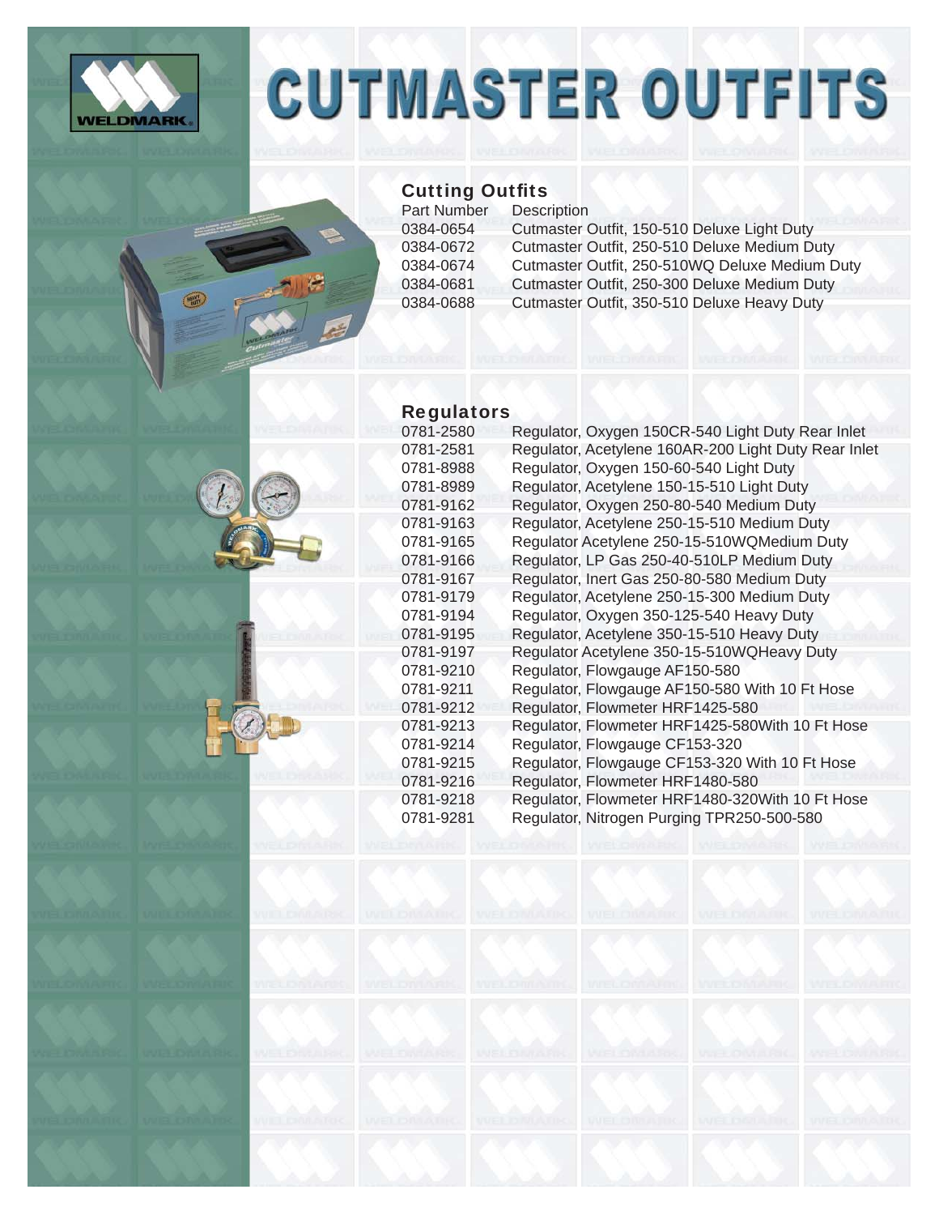# CUTMASTER OUTFITS

## Cutting Outfits

| Part Number | Description |
|---|---|
| 0384-0654 | Cutmaster Outfit, 150-510 Deluxe Light Duty |
| 0384-0672 | Cutmaster Outfit, 250-510 Deluxe Medium Duty |
| 0384-0674 | Cutmaster Outfit, 250-510WQ Deluxe Medium Duty |
| 0384-0681 | Cutmaster Outfit, 250-300 Deluxe Medium Duty |
| 0384-0688 | Cutmaster Outfit, 350-510 Deluxe Heavy Duty |

## Regulators

| | |
|---|---|
| 0781-2580 | Regulator, Oxygen 150CR-540 Light Duty Rear Inlet |
| 0781-2581 | Regulator, Acetylene 160AR-200 Light Duty Rear Inlet |
| 0781-8988 | Regulator, Oxygen 150-60-540 Light Duty |
| 0781-8989 | Regulator, Acetylene 150-15-510 Light Duty |
| 0781-9162 | Regulator, Oxygen 250-80-540 Medium Duty |
| 0781-9163 | Regulator, Acetylene 250-15-510 Medium Duty |
| 0781-9165 | Regulator Acetylene 250-15-510WQMedium Duty |
| 0781-9166 | Regulator, LP Gas 250-40-510LP Medium Duty |
| 0781-9167 | Regulator, Inert Gas 250-80-580 Medium Duty |
| 0781-9179 | Regulator, Acetylene 250-15-300 Medium Duty |
| 0781-9194 | Regulator, Oxygen 350-125-540 Heavy Duty |
| 0781-9195 | Regulator, Acetylene 350-15-510 Heavy Duty |
| 0781-9197 | Regulator Acetylene 350-15-510WQHeavy Duty |
| 0781-9210 | Regulator, Flowgauge AF150-580 |
| 0781-9211 | Regulator, Flowgauge AF150-580 With 10 Ft Hose |
| 0781-9212 | Regulator, Flowmeter HRF1425-580 |
| 0781-9213 | Regulator, Flowmeter HRF1425-580With 10 Ft Hose |
| 0781-9214 | Regulator, Flowgauge CF153-320 |
| 0781-9215 | Regulator, Flowgauge CF153-320 With 10 Ft Hose |
| 0781-9216 | Regulator, Flowmeter HRF1480-580 |
| 0781-9218 | Regulator, Flowmeter HRF1480-320With 10 Ft Hose |
| 0781-9281 | Regulator, Nitrogen Purging TPR250-500-580 |